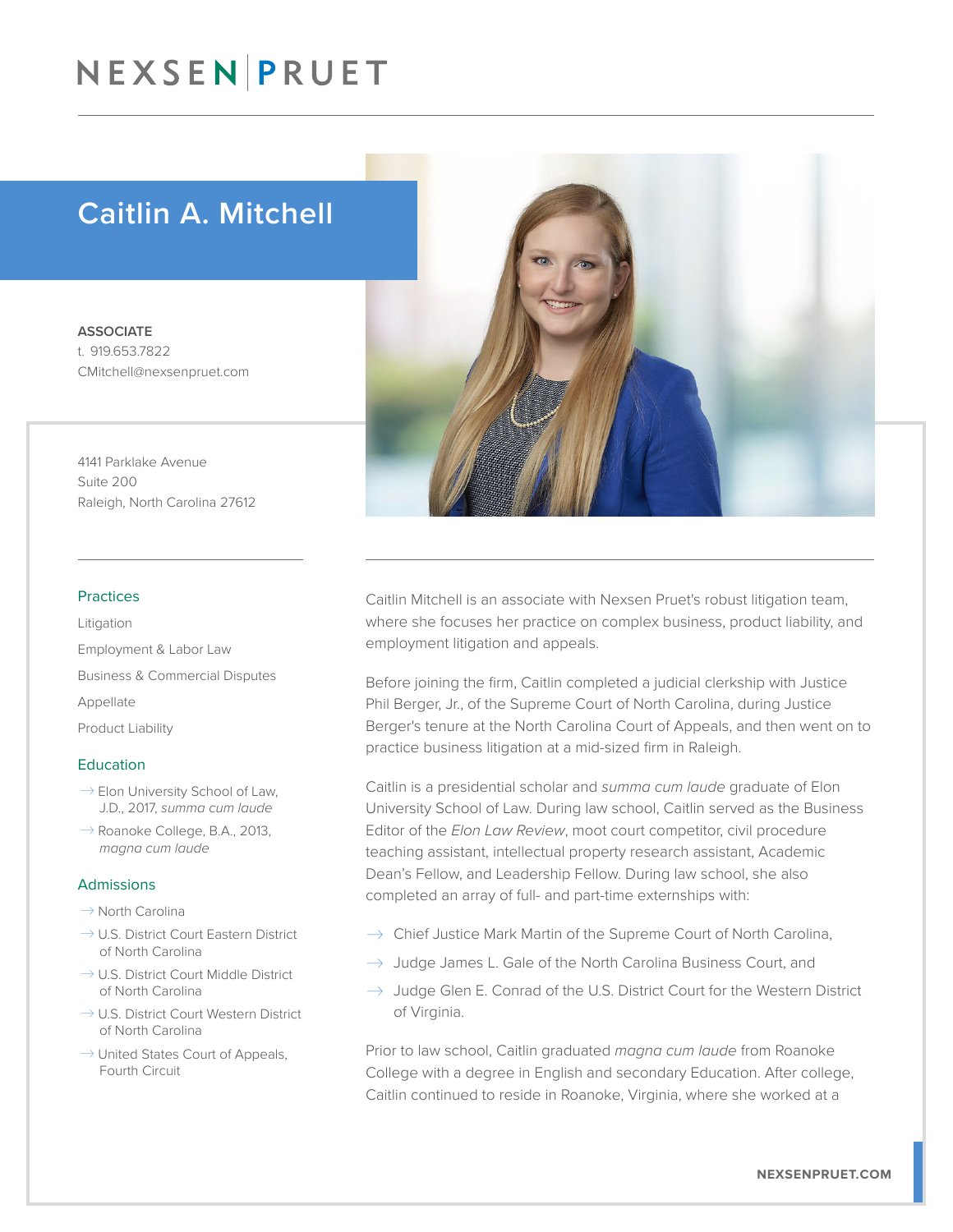# NEXSEN PRUET

## Caitlin A. Mitchell

**ASSOCIATE**
t. 919.653.7822
CMitchell@nexsenpruet.com

4141 Parklake Avenue
Suite 200
Raleigh, North Carolina 27612

### Practices

Litigation

Employment & Labor Law

Business & Commercial Disputes

Appellate

Product Liability

### Education

- Elon University School of Law, J.D., 2017, *summa cum laude*
- Roanoke College, B.A., 2013, *magna cum laude*

### Admissions

- North Carolina
- U.S. District Court Eastern District of North Carolina
- U.S. District Court Middle District of North Carolina
- U.S. District Court Western District of North Carolina
- United States Court of Appeals, Fourth Circuit

Caitlin Mitchell is an associate with Nexsen Pruet's robust litigation team, where she focuses her practice on complex business, product liability, and employment litigation and appeals.

Before joining the firm, Caitlin completed a judicial clerkship with Justice Phil Berger, Jr., of the Supreme Court of North Carolina, during Justice Berger's tenure at the North Carolina Court of Appeals, and then went on to practice business litigation at a mid-sized firm in Raleigh.

Caitlin is a presidential scholar and *summa cum laude* graduate of Elon University School of Law. During law school, Caitlin served as the Business Editor of the *Elon Law Review*, moot court competitor, civil procedure teaching assistant, intellectual property research assistant, Academic Dean's Fellow, and Leadership Fellow. During law school, she also completed an array of full- and part-time externships with:

- Chief Justice Mark Martin of the Supreme Court of North Carolina,
- Judge James L. Gale of the North Carolina Business Court, and
- Judge Glen E. Conrad of the U.S. District Court for the Western District of Virginia.

Prior to law school, Caitlin graduated *magna cum laude* from Roanoke College with a degree in English and secondary Education. After college, Caitlin continued to reside in Roanoke, Virginia, where she worked at a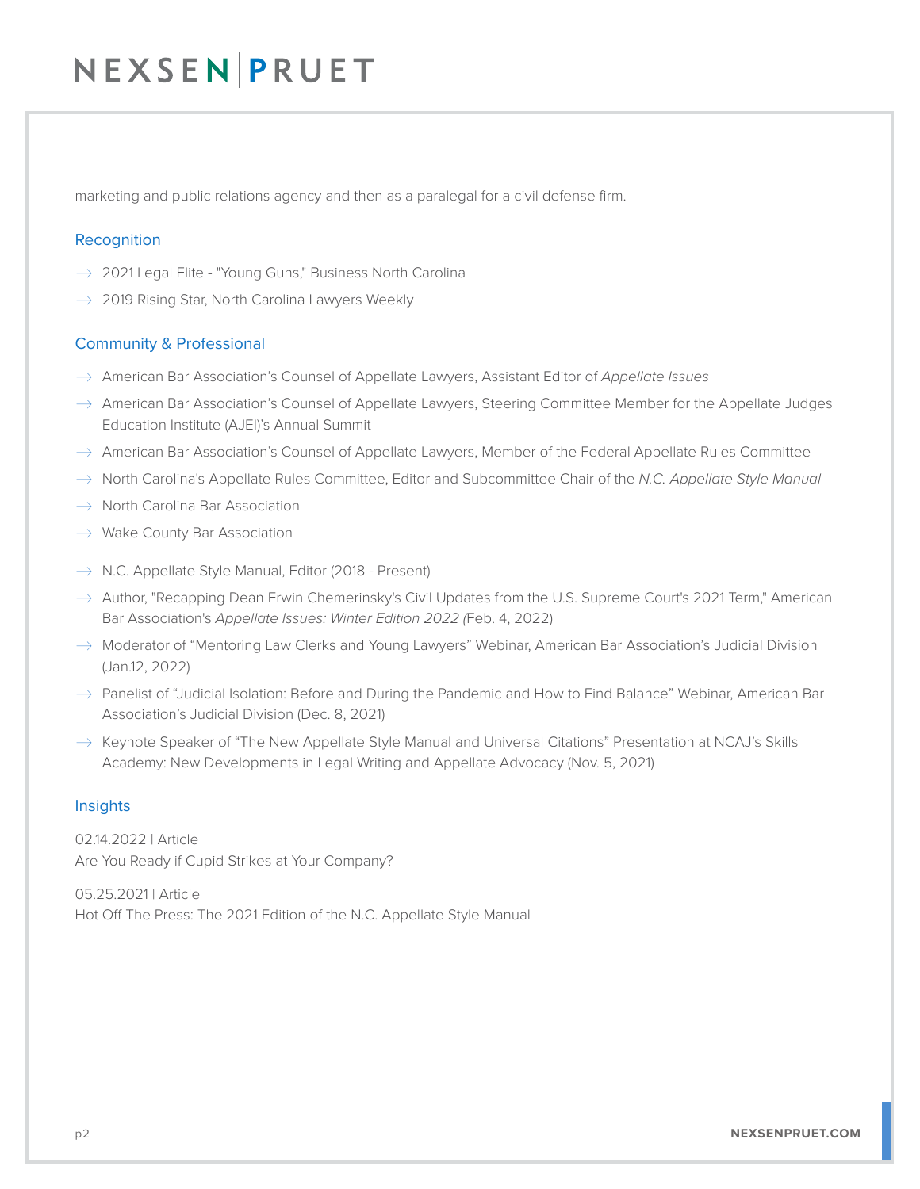marketing and public relations agency and then as a paralegal for a civil defense firm.

## Recognition

- 2021 Legal Elite - "Young Guns," Business North Carolina
- 2019 Rising Star, North Carolina Lawyers Weekly

## Community & Professional

- American Bar Association's Counsel of Appellate Lawyers, Assistant Editor of *Appellate Issues*
- American Bar Association's Counsel of Appellate Lawyers, Steering Committee Member for the Appellate Judges Education Institute (AJEI)'s Annual Summit
- American Bar Association's Counsel of Appellate Lawyers, Member of the Federal Appellate Rules Committee
- North Carolina's Appellate Rules Committee, Editor and Subcommittee Chair of the *N.C. Appellate Style Manual*
- North Carolina Bar Association
- Wake County Bar Association

- N.C. Appellate Style Manual, Editor (2018 - Present)
- Author, "Recapping Dean Erwin Chemerinsky's Civil Updates from the U.S. Supreme Court's 2021 Term," American Bar Association's *Appellate Issues: Winter Edition 2022 (*Feb. 4, 2022)
- Moderator of "Mentoring Law Clerks and Young Lawyers" Webinar, American Bar Association's Judicial Division (Jan.12, 2022)
- Panelist of "Judicial Isolation: Before and During the Pandemic and How to Find Balance" Webinar, American Bar Association's Judicial Division (Dec. 8, 2021)
- Keynote Speaker of "The New Appellate Style Manual and Universal Citations" Presentation at NCAJ's Skills Academy: New Developments in Legal Writing and Appellate Advocacy (Nov. 5, 2021)

## Insights

02.14.2022 | Article
Are You Ready if Cupid Strikes at Your Company?

05.25.2021 | Article
Hot Off The Press: The 2021 Edition of the N.C. Appellate Style Manual